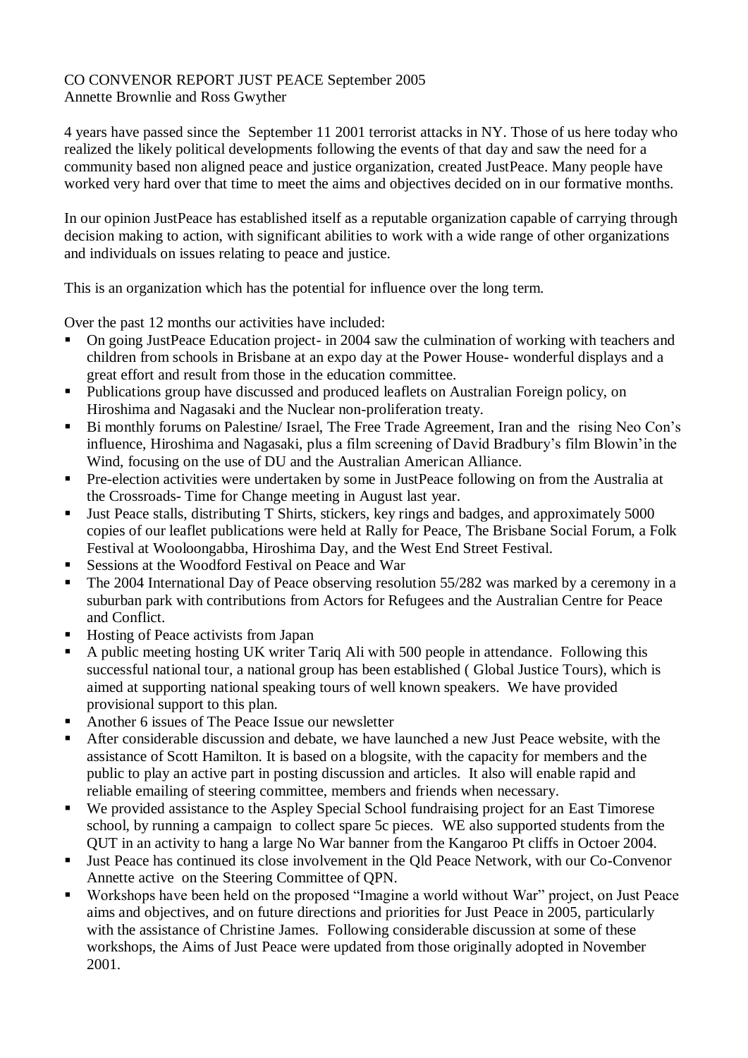CO CONVENOR REPORT JUST PEACE September 2005
Annette Brownlie and Ross Gwyther

4 years have passed since the September 11 2001 terrorist attacks in NY. Those of us here today who realized the likely political developments following the events of that day and saw the need for a community based non aligned peace and justice organization, created JustPeace. Many people have worked very hard over that time to meet the aims and objectives decided on in our formative months.

In our opinion JustPeace has established itself as a reputable organization capable of carrying through decision making to action, with significant abilities to work with a wide range of other organizations and individuals on issues relating to peace and justice.

This is an organization which has the potential for influence over the long term.

Over the past 12 months our activities have included:

- On going JustPeace Education project- in 2004 saw the culmination of working with teachers and children from schools in Brisbane at an expo day at the Power House- wonderful displays and a great effort and result from those in the education committee.
- Publications group have discussed and produced leaflets on Australian Foreign policy, on Hiroshima and Nagasaki and the Nuclear non-proliferation treaty.
- Bi monthly forums on Palestine/ Israel, The Free Trade Agreement, Iran and the rising Neo Con's influence, Hiroshima and Nagasaki, plus a film screening of David Bradbury's film Blowin'in the Wind, focusing on the use of DU and the Australian American Alliance.
- Pre-election activities were undertaken by some in JustPeace following on from the Australia at the Crossroads- Time for Change meeting in August last year.
- Just Peace stalls, distributing T Shirts, stickers, key rings and badges, and approximately 5000 copies of our leaflet publications were held at Rally for Peace, The Brisbane Social Forum, a Folk Festival at Wooloongabba, Hiroshima Day, and the West End Street Festival.
- Sessions at the Woodford Festival on Peace and War
- The 2004 International Day of Peace observing resolution 55/282 was marked by a ceremony in a suburban park with contributions from Actors for Refugees and the Australian Centre for Peace and Conflict.
- Hosting of Peace activists from Japan
- A public meeting hosting UK writer Tariq Ali with 500 people in attendance. Following this successful national tour, a national group has been established ( Global Justice Tours), which is aimed at supporting national speaking tours of well known speakers. We have provided provisional support to this plan.
- Another 6 issues of The Peace Issue our newsletter
- After considerable discussion and debate, we have launched a new Just Peace website, with the assistance of Scott Hamilton. It is based on a blogsite, with the capacity for members and the public to play an active part in posting discussion and articles. It also will enable rapid and reliable emailing of steering committee, members and friends when necessary.
- We provided assistance to the Aspley Special School fundraising project for an East Timorese school, by running a campaign to collect spare 5c pieces. WE also supported students from the QUT in an activity to hang a large No War banner from the Kangaroo Pt cliffs in Octoer 2004.
- Just Peace has continued its close involvement in the Qld Peace Network, with our Co-Convenor Annette active on the Steering Committee of QPN.
- Workshops have been held on the proposed "Imagine a world without War" project, on Just Peace aims and objectives, and on future directions and priorities for Just Peace in 2005, particularly with the assistance of Christine James. Following considerable discussion at some of these workshops, the Aims of Just Peace were updated from those originally adopted in November 2001.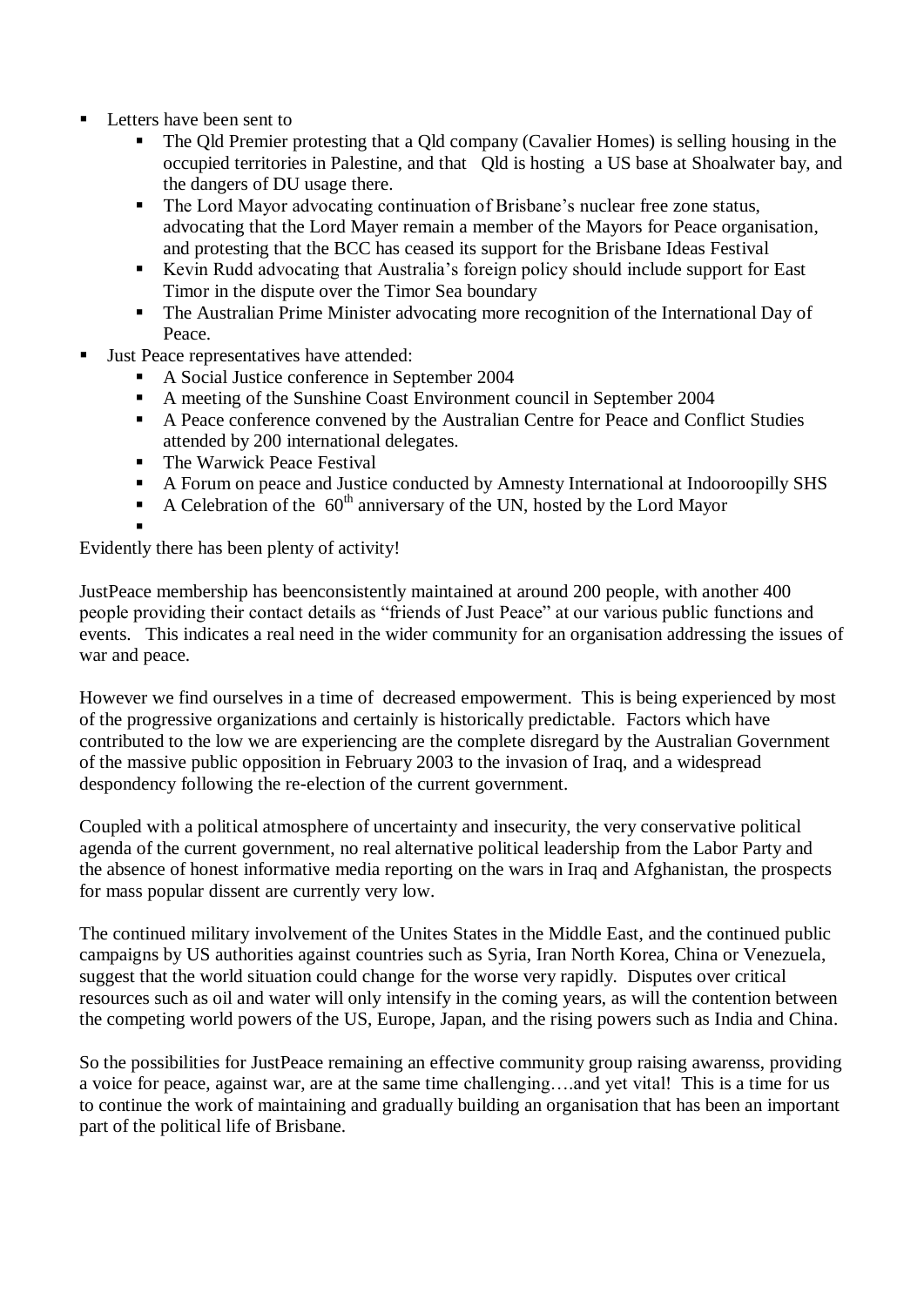- Letters have been sent to
  - The Qld Premier protesting that a Qld company (Cavalier Homes) is selling housing in the occupied territories in Palestine, and that Qld is hosting a US base at Shoalwater bay, and the dangers of DU usage there.
  - The Lord Mayor advocating continuation of Brisbane's nuclear free zone status, advocating that the Lord Mayer remain a member of the Mayors for Peace organisation, and protesting that the BCC has ceased its support for the Brisbane Ideas Festival
  - Kevin Rudd advocating that Australia's foreign policy should include support for East Timor in the dispute over the Timor Sea boundary
  - The Australian Prime Minister advocating more recognition of the International Day of Peace.
- Just Peace representatives have attended:
  - A Social Justice conference in September 2004
  - A meeting of the Sunshine Coast Environment council in September 2004
  - A Peace conference convened by the Australian Centre for Peace and Conflict Studies attended by 200 international delegates.
  - The Warwick Peace Festival
  - A Forum on peace and Justice conducted by Amnesty International at Indooroopilly SHS
  - A Celebration of the 60th anniversary of the UN, hosted by the Lord Mayor

Evidently there has been plenty of activity!

JustPeace membership has beenconsistently maintained at around 200 people, with another 400 people providing their contact details as "friends of Just Peace" at our various public functions and events. This indicates a real need in the wider community for an organisation addressing the issues of war and peace.

However we find ourselves in a time of decreased empowerment. This is being experienced by most of the progressive organizations and certainly is historically predictable. Factors which have contributed to the low we are experiencing are the complete disregard by the Australian Government of the massive public opposition in February 2003 to the invasion of Iraq, and a widespread despondency following the re-election of the current government.

Coupled with a political atmosphere of uncertainty and insecurity, the very conservative political agenda of the current government, no real alternative political leadership from the Labor Party and the absence of honest informative media reporting on the wars in Iraq and Afghanistan, the prospects for mass popular dissent are currently very low.

The continued military involvement of the Unites States in the Middle East, and the continued public campaigns by US authorities against countries such as Syria, Iran North Korea, China or Venezuela, suggest that the world situation could change for the worse very rapidly. Disputes over critical resources such as oil and water will only intensify in the coming years, as will the contention between the competing world powers of the US, Europe, Japan, and the rising powers such as India and China.

So the possibilities for JustPeace remaining an effective community group raising awarenss, providing a voice for peace, against war, are at the same time challenging….and yet vital! This is a time for us to continue the work of maintaining and gradually building an organisation that has been an important part of the political life of Brisbane.